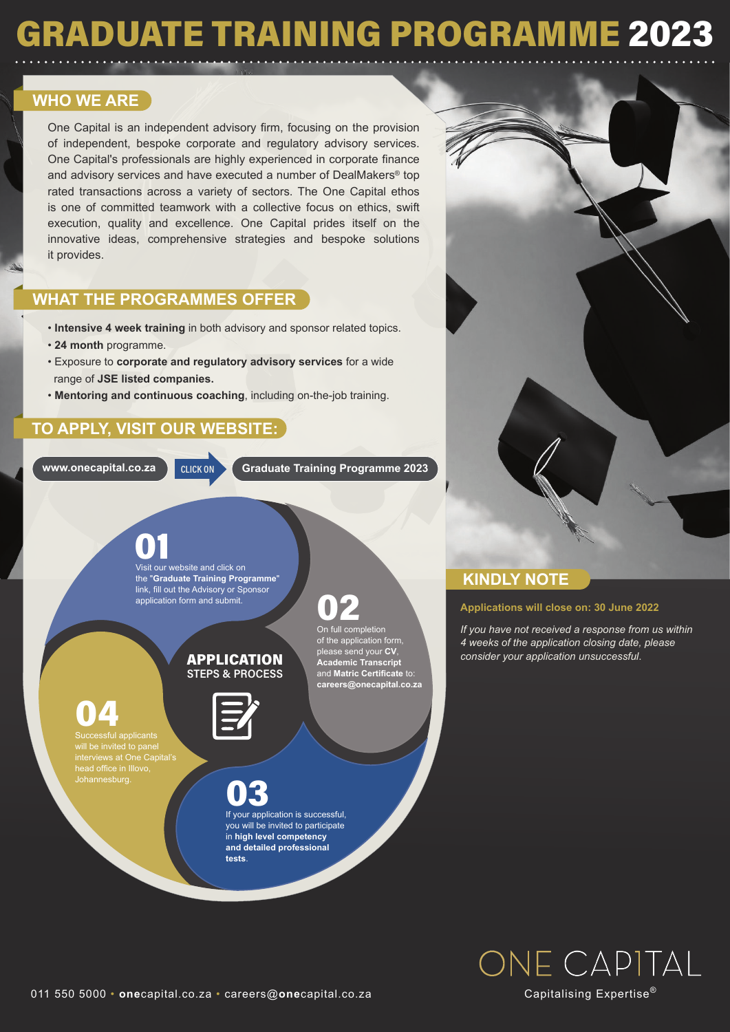# GRADUATE TRAINING PROGRAMME 2023

## WHO WE ARE

One Capital is an independent advisory firm, focusing on the provision of independent, bespoke corporate and regulatory advisory services. One Capital's professionals are highly experienced in corporate finance and advisory services and have executed a number of DealMakers® top rated transactions across a variety of sectors. The One Capital ethos is one of committed teamwork with a collective focus on ethics, swift execution, quality and excellence. One Capital prides itself on the innovative ideas, comprehensive strategies and bespoke solutions it provides.

## WHAT THE PROGRAMMES OFFER

- **Intensive 4 week training** in both advisory and sponsor related topics.
- **24 month** programme.
- Exposure to **corporate and regulatory advisory services** for a wide range of **JSE listed companies.**
- **Mentoring and continuous coaching**, including on-the-job training.

## TO APPLY, VISIT OUR WEBSITE:

**www.onecapital.co.za** → CLICK ON → **Graduate Training Programme 2023**

## APPLICATION STEPS & PROCESS

**01**
Visit our website and click on the "**Graduate Training Programme**" link, fill out the Advisory or Sponsor application form and submit.

**02**
On full completion of the application form, please send your **CV**, **Academic Transcript** and **Matric Certificate** to: **careers@onecapital.co.za**

**03**
If your application is successful, you will be invited to participate in **high level competency and detailed professional tests**.

**04**
Successful applicants will be invited to panel interviews at One Capital's head office in Illovo, Johannesburg.

## KINDLY NOTE

**Applications will close on: 30 June 2022**

*If you have not received a response from us within 4 weeks of the application closing date, please consider your application unsuccessful.*

011 550 5000 • **one**capital.co.za • careers@**one**capital.co.za

ONE CAPITAL
Capitalising Expertise®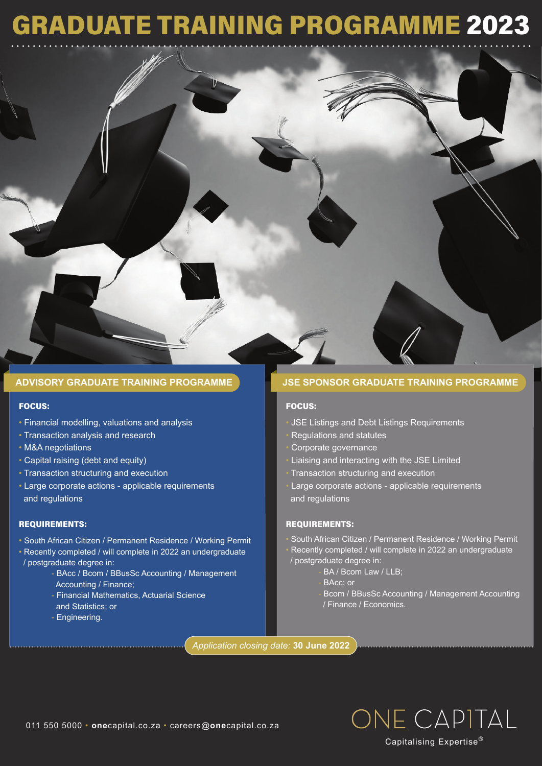# GRADUATE TRAINING PROGRAMME 2023

## ADVISORY GRADUATE TRAINING PROGRAMME

**FOCUS:**

- Financial modelling, valuations and analysis
- Transaction analysis and research
- M&A negotiations
- Capital raising (debt and equity)
- Transaction structuring and execution
- Large corporate actions - applicable requirements and regulations

**REQUIREMENTS:**

- South African Citizen / Permanent Residence / Working Permit
- Recently completed / will complete in 2022 an undergraduate / postgraduate degree in:
  - BAcc / Bcom / BBusSc Accounting / Management Accounting / Finance;
  - Financial Mathematics, Actuarial Science and Statistics; or
  - Engineering.

## JSE SPONSOR GRADUATE TRAINING PROGRAMME

**FOCUS:**

- JSE Listings and Debt Listings Requirements
- Regulations and statutes
- Corporate governance
- Liaising and interacting with the JSE Limited
- Transaction structuring and execution
- Large corporate actions - applicable requirements and regulations

**REQUIREMENTS:**

- South African Citizen / Permanent Residence / Working Permit
- Recently completed / will complete in 2022 an undergraduate / postgraduate degree in:
  - BA / Bcom Law / LLB;
  - BAcc; or
  - Bcom / BBusSc Accounting / Management Accounting / Finance / Economics.

*Application closing date:* **30 June 2022**

011 550 5000 • **one**capital.co.za • careers@**one**capital.co.za

ONE CAPITAL

Capitalising Expertise®